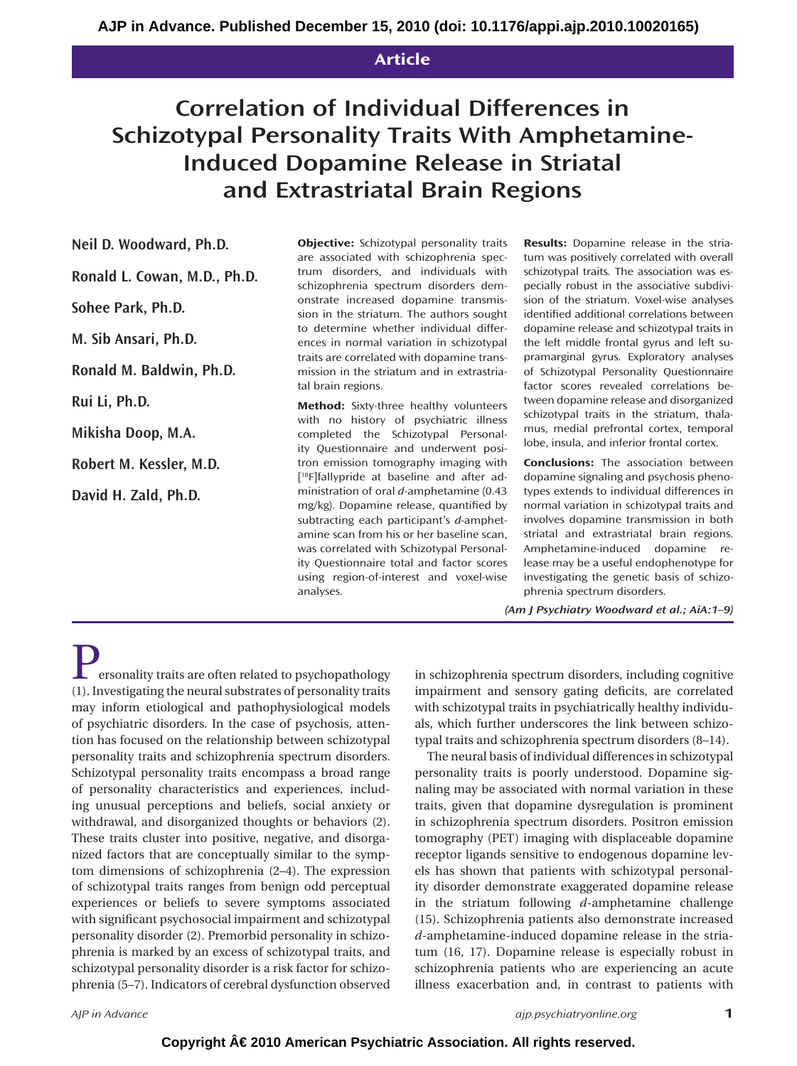Article

# Correlation of Individual Differences in Schizotypal Personality Traits With Amphetamine-Induced Dopamine Release in Striatal and Extrastriatal Brain Regions

Neil D. Woodward, Ph.D.

Ronald L. Cowan, M.D., Ph.D.

Sohee Park, Ph.D.

M. Sib Ansari, Ph.D.

Ronald M. Baldwin, Ph.D.

Rui Li, Ph.D.

Mikisha Doop, M.A.

Robert M. Kessler, M.D.

David H. Zald, Ph.D.

**Objective:** Schizotypal personality traits are associated with schizophrenia spectrum disorders, and individuals with schizophrenia spectrum disorders demonstrate increased dopamine transmission in the striatum. The authors sought to determine whether individual differences in normal variation in schizotypal traits are correlated with dopamine transmission in the striatum and in extrastriatal brain regions.

**Method:** Sixty-three healthy volunteers with no history of psychiatric illness completed the Schizotypal Personality Questionnaire and underwent positron emission tomography imaging with [$^{18}$F]fallypride at baseline and after administration of oral *d*-amphetamine (0.43 mg/kg). Dopamine release, quantified by subtracting each participant's *d*-amphetamine scan from his or her baseline scan, was correlated with Schizotypal Personality Questionnaire total and factor scores using region-of-interest and voxel-wise analyses.

**Results:** Dopamine release in the striatum was positively correlated with overall schizotypal traits. The association was especially robust in the associative subdivision of the striatum. Voxel-wise analyses identified additional correlations between dopamine release and schizotypal traits in the left middle frontal gyrus and left supramarginal gyrus. Exploratory analyses of Schizotypal Personality Questionnaire factor scores revealed correlations between dopamine release and disorganized schizotypal traits in the striatum, thalamus, medial prefrontal cortex, temporal lobe, insula, and inferior frontal cortex.

**Conclusions:** The association between dopamine signaling and psychosis phenotypes extends to individual differences in normal variation in schizotypal traits and involves dopamine transmission in both striatal and extrastriatal brain regions. Amphetamine-induced dopamine release may be a useful endophenotype for investigating the genetic basis of schizophrenia spectrum disorders.

*(Am J Psychiatry Woodward et al.; AiA:1–9)*

Personality traits are often related to psychopathology (1). Investigating the neural substrates of personality traits may inform etiological and pathophysiological models of psychiatric disorders. In the case of psychosis, attention has focused on the relationship between schizotypal personality traits and schizophrenia spectrum disorders. Schizotypal personality traits encompass a broad range of personality characteristics and experiences, including unusual perceptions and beliefs, social anxiety or withdrawal, and disorganized thoughts or behaviors (2). These traits cluster into positive, negative, and disorganized factors that are conceptually similar to the symptom dimensions of schizophrenia (2–4). The expression of schizotypal traits ranges from benign odd perceptual experiences or beliefs to severe symptoms associated with significant psychosocial impairment and schizotypal personality disorder (2). Premorbid personality in schizophrenia is marked by an excess of schizotypal traits, and schizotypal personality disorder is a risk factor for schizophrenia (5–7). Indicators of cerebral dysfunction observed in schizophrenia spectrum disorders, including cognitive impairment and sensory gating deficits, are correlated with schizotypal traits in psychiatrically healthy individuals, which further underscores the link between schizotypal traits and schizophrenia spectrum disorders (8–14).

The neural basis of individual differences in schizotypal personality traits is poorly understood. Dopamine signaling may be associated with normal variation in these traits, given that dopamine dysregulation is prominent in schizophrenia spectrum disorders. Positron emission tomography (PET) imaging with displaceable dopamine receptor ligands sensitive to endogenous dopamine levels has shown that patients with schizotypal personality disorder demonstrate exaggerated dopamine release in the striatum following *d*-amphetamine challenge (15). Schizophrenia patients also demonstrate increased *d*-amphetamine-induced dopamine release in the striatum (16, 17). Dopamine release is especially robust in schizophrenia patients who are experiencing an acute illness exacerbation and, in contrast to patients with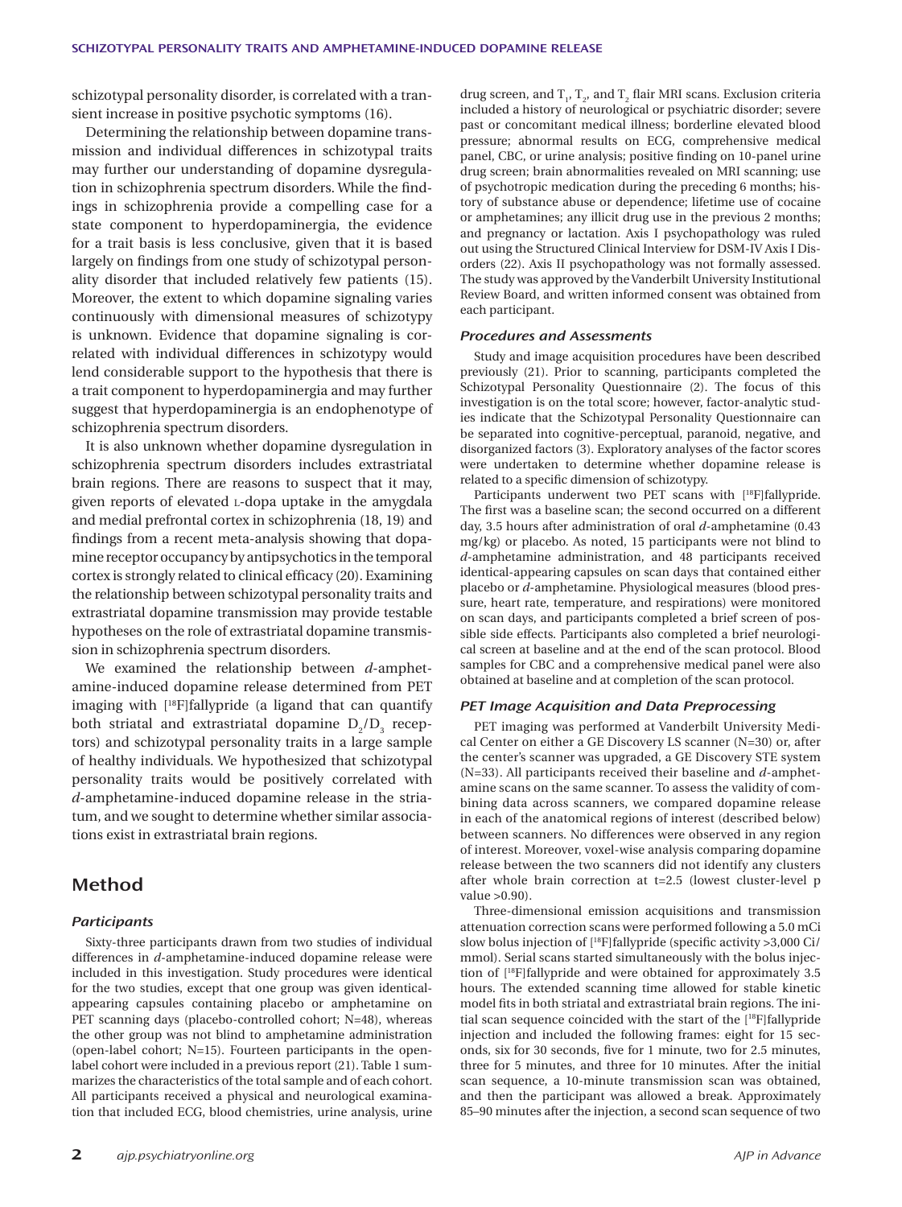schizotypal personality disorder, is correlated with a transient increase in positive psychotic symptoms (16).

Determining the relationship between dopamine transmission and individual differences in schizotypal traits may further our understanding of dopamine dysregulation in schizophrenia spectrum disorders. While the findings in schizophrenia provide a compelling case for a state component to hyperdopaminergia, the evidence for a trait basis is less conclusive, given that it is based largely on findings from one study of schizotypal personality disorder that included relatively few patients (15). Moreover, the extent to which dopamine signaling varies continuously with dimensional measures of schizotypy is unknown. Evidence that dopamine signaling is correlated with individual differences in schizotypy would lend considerable support to the hypothesis that there is a trait component to hyperdopaminergia and may further suggest that hyperdopaminergia is an endophenotype of schizophrenia spectrum disorders.

It is also unknown whether dopamine dysregulation in schizophrenia spectrum disorders includes extrastriatal brain regions. There are reasons to suspect that it may, given reports of elevated L-dopa uptake in the amygdala and medial prefrontal cortex in schizophrenia (18, 19) and findings from a recent meta-analysis showing that dopamine receptor occupancy by antipsychotics in the temporal cortex is strongly related to clinical efficacy (20). Examining the relationship between schizotypal personality traits and extrastriatal dopamine transmission may provide testable hypotheses on the role of extrastriatal dopamine transmission in schizophrenia spectrum disorders.

We examined the relationship between *d*-amphetamine-induced dopamine release determined from PET imaging with [[18]F]fallypride (a ligand that can quantify both striatal and extrastriatal dopamine $D_2/D_3$ receptors) and schizotypal personality traits in a large sample of healthy individuals. We hypothesized that schizotypal personality traits would be positively correlated with *d*-amphetamine-induced dopamine release in the striatum, and we sought to determine whether similar associations exist in extrastriatal brain regions.

## Method

### Participants

Sixty-three participants drawn from two studies of individual differences in *d*-amphetamine-induced dopamine release were included in this investigation. Study procedures were identical for the two studies, except that one group was given identical-appearing capsules containing placebo or amphetamine on PET scanning days (placebo-controlled cohort; N=48), whereas the other group was not blind to amphetamine administration (open-label cohort; N=15). Fourteen participants in the open-label cohort were included in a previous report (21). Table 1 summarizes the characteristics of the total sample and of each cohort. All participants received a physical and neurological examination that included ECG, blood chemistries, urine analysis, urine drug screen, and $T_1$, $T_2$, and $T_2$ flair MRI scans. Exclusion criteria included a history of neurological or psychiatric disorder; severe past or concomitant medical illness; borderline elevated blood pressure; abnormal results on ECG, comprehensive medical panel, CBC, or urine analysis; positive finding on 10-panel urine drug screen; brain abnormalities revealed on MRI scanning; use of psychotropic medication during the preceding 6 months; history of substance abuse or dependence; lifetime use of cocaine or amphetamines; any illicit drug use in the previous 2 months; and pregnancy or lactation. Axis I psychopathology was ruled out using the Structured Clinical Interview for DSM-IV Axis I Disorders (22). Axis II psychopathology was not formally assessed. The study was approved by the Vanderbilt University Institutional Review Board, and written informed consent was obtained from each participant.

### Procedures and Assessments

Study and image acquisition procedures have been described previously (21). Prior to scanning, participants completed the Schizotypal Personality Questionnaire (2). The focus of this investigation is on the total score; however, factor-analytic studies indicate that the Schizotypal Personality Questionnaire can be separated into cognitive-perceptual, paranoid, negative, and disorganized factors (3). Exploratory analyses of the factor scores were undertaken to determine whether dopamine release is related to a specific dimension of schizotypy.

Participants underwent two PET scans with [[18]F]fallypride. The first was a baseline scan; the second occurred on a different day, 3.5 hours after administration of oral *d*-amphetamine (0.43 mg/kg) or placebo. As noted, 15 participants were not blind to *d*-amphetamine administration, and 48 participants received identical-appearing capsules on scan days that contained either placebo or *d*-amphetamine. Physiological measures (blood pressure, heart rate, temperature, and respirations) were monitored on scan days, and participants completed a brief screen of possible side effects. Participants also completed a brief neurological screen at baseline and at the end of the scan protocol. Blood samples for CBC and a comprehensive medical panel were also obtained at baseline and at completion of the scan protocol.

### PET Image Acquisition and Data Preprocessing

PET imaging was performed at Vanderbilt University Medical Center on either a GE Discovery LS scanner (N=30) or, after the center's scanner was upgraded, a GE Discovery STE system (N=33). All participants received their baseline and *d*-amphetamine scans on the same scanner. To assess the validity of combining data across scanners, we compared dopamine release in each of the anatomical regions of interest (described below) between scanners. No differences were observed in any region of interest. Moreover, voxel-wise analysis comparing dopamine release between the two scanners did not identify any clusters after whole brain correction at t=2.5 (lowest cluster-level p value >0.90).

Three-dimensional emission acquisitions and transmission attenuation correction scans were performed following a 5.0 mCi slow bolus injection of [[18]F]fallypride (specific activity >3,000 Ci/mmol). Serial scans started simultaneously with the bolus injection of [[18]F]fallypride and were obtained for approximately 3.5 hours. The extended scanning time allowed for stable kinetic model fits in both striatal and extrastriatal brain regions. The initial scan sequence coincided with the start of the [[18]F]fallypride injection and included the following frames: eight for 15 seconds, six for 30 seconds, five for 1 minute, two for 2.5 minutes, three for 5 minutes, and three for 10 minutes. After the initial scan sequence, a 10-minute transmission scan was obtained, and then the participant was allowed a break. Approximately 85–90 minutes after the injection, a second scan sequence of two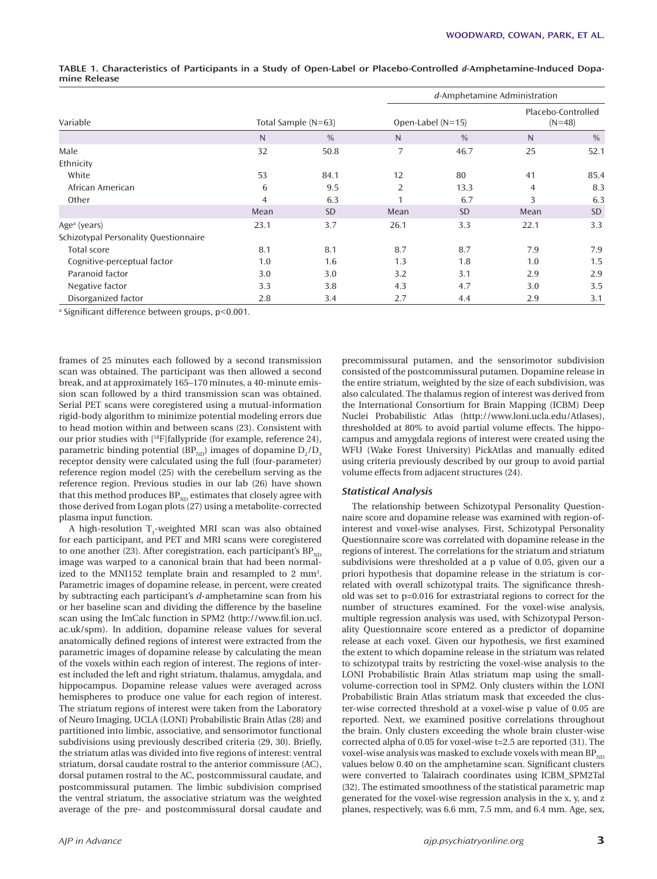**TABLE 1. Characteristics of Participants in a Study of Open-Label or Placebo-Controlled *d*-Amphetamine-Induced Dopamine Release**

| Variable | Total Sample (N=63) | | *d*-Amphetamine Administration: Open-Label (N=15) | | *d*-Amphetamine Administration: Placebo-Controlled (N=48) | |
|---|---|---|---|---|---|---|
| | N | % | N | % | N | % |
| Male | 32 | 50.8 | 7 | 46.7 | 25 | 52.1 |
| Ethnicity | | | | | | |
| White | 53 | 84.1 | 12 | 80 | 41 | 85.4 |
| African American | 6 | 9.5 | 2 | 13.3 | 4 | 8.3 |
| Other | 4 | 6.3 | 1 | 6.7 | 3 | 6.3 |
| | Mean | SD | Mean | SD | Mean | SD |
| Age[a] (years) | 23.1 | 3.7 | 26.1 | 3.3 | 22.1 | 3.3 |
| Schizotypal Personality Questionnaire | | | | | | |
| Total score | 8.1 | 8.1 | 8.7 | 8.7 | 7.9 | 7.9 |
| Cognitive-perceptual factor | 1.0 | 1.6 | 1.3 | 1.8 | 1.0 | 1.5 |
| Paranoid factor | 3.0 | 3.0 | 3.2 | 3.1 | 2.9 | 2.9 |
| Negative factor | 3.3 | 3.8 | 4.3 | 4.7 | 3.0 | 3.5 |
| Disorganized factor | 2.8 | 3.4 | 2.7 | 4.4 | 2.9 | 3.1 |

[a] Significant difference between groups, p<0.001.

frames of 25 minutes each followed by a second transmission scan was obtained. The participant was then allowed a second break, and at approximately 165–170 minutes, a 40-minute emission scan followed by a third transmission scan was obtained. Serial PET scans were coregistered using a mutual-information rigid-body algorithm to minimize potential modeling errors due to head motion within and between scans (23). Consistent with our prior studies with [$^{18}$F]fallypride (for example, reference 24), parametric binding potential ($BP_{ND}$) images of dopamine $D_2/D_3$ receptor density were calculated using the full (four-parameter) reference region model (25) with the cerebellum serving as the reference region. Previous studies in our lab (26) have shown that this method produces $BP_{ND}$ estimates that closely agree with those derived from Logan plots (27) using a metabolite-corrected plasma input function.

A high-resolution $T_1$-weighted MRI scan was also obtained for each participant, and PET and MRI scans were coregistered to one another (23). After coregistration, each participant's $BP_{ND}$ image was warped to a canonical brain that had been normalized to the MNI152 template brain and resampled to 2 mm$^3$. Parametric images of dopamine release, in percent, were created by subtracting each participant's *d*-amphetamine scan from his or her baseline scan and dividing the difference by the baseline scan using the ImCalc function in SPM2 (http://www.fil.ion.ucl.ac.uk/spm). In addition, dopamine release values for several anatomically defined regions of interest were extracted from the parametric images of dopamine release by calculating the mean of the voxels within each region of interest. The regions of interest included the left and right striatum, thalamus, amygdala, and hippocampus. Dopamine release values were averaged across hemispheres to produce one value for each region of interest. The striatum regions of interest were taken from the Laboratory of Neuro Imaging, UCLA (LONI) Probabilistic Brain Atlas (28) and partitioned into limbic, associative, and sensorimotor functional subdivisions using previously described criteria (29, 30). Briefly, the striatum atlas was divided into five regions of interest: ventral striatum, dorsal caudate rostral to the anterior commissure (AC), dorsal putamen rostral to the AC, postcommissural caudate, and postcommissural putamen. The limbic subdivision comprised the ventral striatum, the associative striatum was the weighted average of the pre- and postcommissural dorsal caudate and precommissural putamen, and the sensorimotor subdivision consisted of the postcommissural putamen. Dopamine release in the entire striatum, weighted by the size of each subdivision, was also calculated. The thalamus region of interest was derived from the International Consortium for Brain Mapping (ICBM) Deep Nuclei Probabilistic Atlas (http://www.loni.ucla.edu/Atlases), thresholded at 80% to avoid partial volume effects. The hippocampus and amygdala regions of interest were created using the WFU (Wake Forest University) PickAtlas and manually edited using criteria previously described by our group to avoid partial volume effects from adjacent structures (24).

### Statistical Analysis

The relationship between Schizotypal Personality Questionnaire score and dopamine release was examined with region-of-interest and voxel-wise analyses. First, Schizotypal Personality Questionnaire score was correlated with dopamine release in the regions of interest. The correlations for the striatum and striatum subdivisions were thresholded at a p value of 0.05, given our a priori hypothesis that dopamine release in the striatum is correlated with overall schizotypal traits. The significance threshold was set to p=0.016 for extrastriatal regions to correct for the number of structures examined. For the voxel-wise analysis, multiple regression analysis was used, with Schizotypal Personality Questionnaire score entered as a predictor of dopamine release at each voxel. Given our hypothesis, we first examined the extent to which dopamine release in the striatum was related to schizotypal traits by restricting the voxel-wise analysis to the LONI Probabilistic Brain Atlas striatum map using the small-volume-correction tool in SPM2. Only clusters within the LONI Probabilistic Brain Atlas striatum mask that exceeded the cluster-wise corrected threshold at a voxel-wise p value of 0.05 are reported. Next, we examined positive correlations throughout the brain. Only clusters exceeding the whole brain cluster-wise corrected alpha of 0.05 for voxel-wise t=2.5 are reported (31). The voxel-wise analysis was masked to exclude voxels with mean $BP_{ND}$ values below 0.40 on the amphetamine scan. Significant clusters were converted to Talairach coordinates using ICBM_SPM2Tal (32). The estimated smoothness of the statistical parametric map generated for the voxel-wise regression analysis in the x, y, and z planes, respectively, was 6.6 mm, 7.5 mm, and 6.4 mm. Age, sex,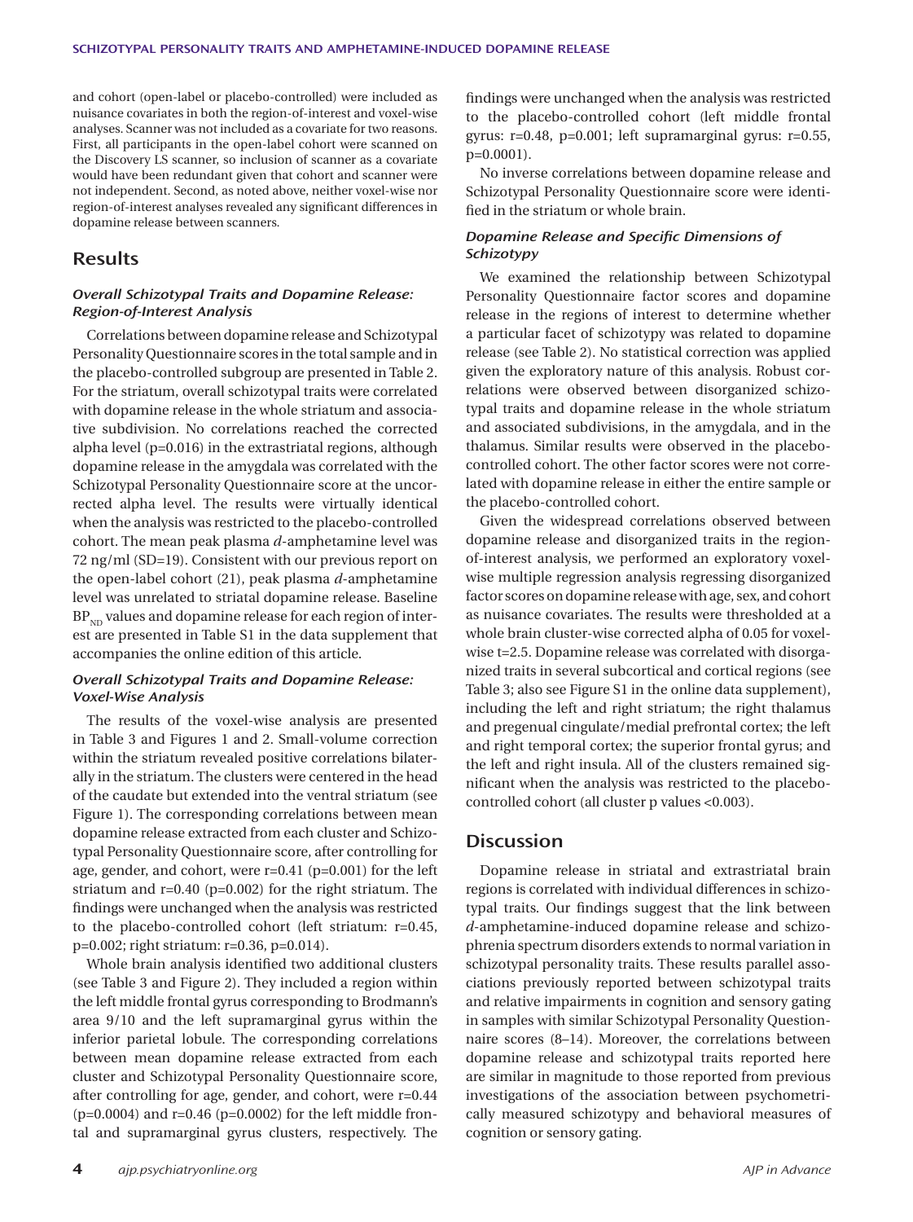and cohort (open-label or placebo-controlled) were included as nuisance covariates in both the region-of-interest and voxel-wise analyses. Scanner was not included as a covariate for two reasons. First, all participants in the open-label cohort were scanned on the Discovery LS scanner, so inclusion of scanner as a covariate would have been redundant given that cohort and scanner were not independent. Second, as noted above, neither voxel-wise nor region-of-interest analyses revealed any significant differences in dopamine release between scanners.

## Results

### *Overall Schizotypal Traits and Dopamine Release: Region-of-Interest Analysis*

Correlations between dopamine release and Schizotypal Personality Questionnaire scores in the total sample and in the placebo-controlled subgroup are presented in Table 2. For the striatum, overall schizotypal traits were correlated with dopamine release in the whole striatum and associative subdivision. No correlations reached the corrected alpha level (p=0.016) in the extrastriatal regions, although dopamine release in the amygdala was correlated with the Schizotypal Personality Questionnaire score at the uncorrected alpha level. The results were virtually identical when the analysis was restricted to the placebo-controlled cohort. The mean peak plasma *d*-amphetamine level was 72 ng/ml (SD=19). Consistent with our previous report on the open-label cohort (21), peak plasma *d*-amphetamine level was unrelated to striatal dopamine release. Baseline $BP_{ND}$ values and dopamine release for each region of interest are presented in Table S1 in the data supplement that accompanies the online edition of this article.

### *Overall Schizotypal Traits and Dopamine Release: Voxel-Wise Analysis*

The results of the voxel-wise analysis are presented in Table 3 and Figures 1 and 2. Small-volume correction within the striatum revealed positive correlations bilaterally in the striatum. The clusters were centered in the head of the caudate but extended into the ventral striatum (see Figure 1). The corresponding correlations between mean dopamine release extracted from each cluster and Schizotypal Personality Questionnaire score, after controlling for age, gender, and cohort, were r=0.41 (p=0.001) for the left striatum and r=0.40 (p=0.002) for the right striatum. The findings were unchanged when the analysis was restricted to the placebo-controlled cohort (left striatum: r=0.45, p=0.002; right striatum: r=0.36, p=0.014).

Whole brain analysis identified two additional clusters (see Table 3 and Figure 2). They included a region within the left middle frontal gyrus corresponding to Brodmann's area 9/10 and the left supramarginal gyrus within the inferior parietal lobule. The corresponding correlations between mean dopamine release extracted from each cluster and Schizotypal Personality Questionnaire score, after controlling for age, gender, and cohort, were r=0.44 (p=0.0004) and r=0.46 (p=0.0002) for the left middle frontal and supramarginal gyrus clusters, respectively. The findings were unchanged when the analysis was restricted to the placebo-controlled cohort (left middle frontal gyrus: r=0.48, p=0.001; left supramarginal gyrus: r=0.55, p=0.0001).

No inverse correlations between dopamine release and Schizotypal Personality Questionnaire score were identified in the striatum or whole brain.

### *Dopamine Release and Specific Dimensions of Schizotypy*

We examined the relationship between Schizotypal Personality Questionnaire factor scores and dopamine release in the regions of interest to determine whether a particular facet of schizotypy was related to dopamine release (see Table 2). No statistical correction was applied given the exploratory nature of this analysis. Robust correlations were observed between disorganized schizotypal traits and dopamine release in the whole striatum and associated subdivisions, in the amygdala, and in the thalamus. Similar results were observed in the placebo-controlled cohort. The other factor scores were not correlated with dopamine release in either the entire sample or the placebo-controlled cohort.

Given the widespread correlations observed between dopamine release and disorganized traits in the region-of-interest analysis, we performed an exploratory voxel-wise multiple regression analysis regressing disorganized factor scores on dopamine release with age, sex, and cohort as nuisance covariates. The results were thresholded at a whole brain cluster-wise corrected alpha of 0.05 for voxel-wise t=2.5. Dopamine release was correlated with disorganized traits in several subcortical and cortical regions (see Table 3; also see Figure S1 in the online data supplement), including the left and right striatum; the right thalamus and pregenual cingulate/medial prefrontal cortex; the left and right temporal cortex; the superior frontal gyrus; and the left and right insula. All of the clusters remained significant when the analysis was restricted to the placebo-controlled cohort (all cluster p values <0.003).

## Discussion

Dopamine release in striatal and extrastriatal brain regions is correlated with individual differences in schizotypal traits. Our findings suggest that the link between *d*-amphetamine-induced dopamine release and schizophrenia spectrum disorders extends to normal variation in schizotypal personality traits. These results parallel associations previously reported between schizotypal traits and relative impairments in cognition and sensory gating in samples with similar Schizotypal Personality Questionnaire scores (8–14). Moreover, the correlations between dopamine release and schizotypal traits reported here are similar in magnitude to those reported from previous investigations of the association between psychometrically measured schizotypy and behavioral measures of cognition or sensory gating.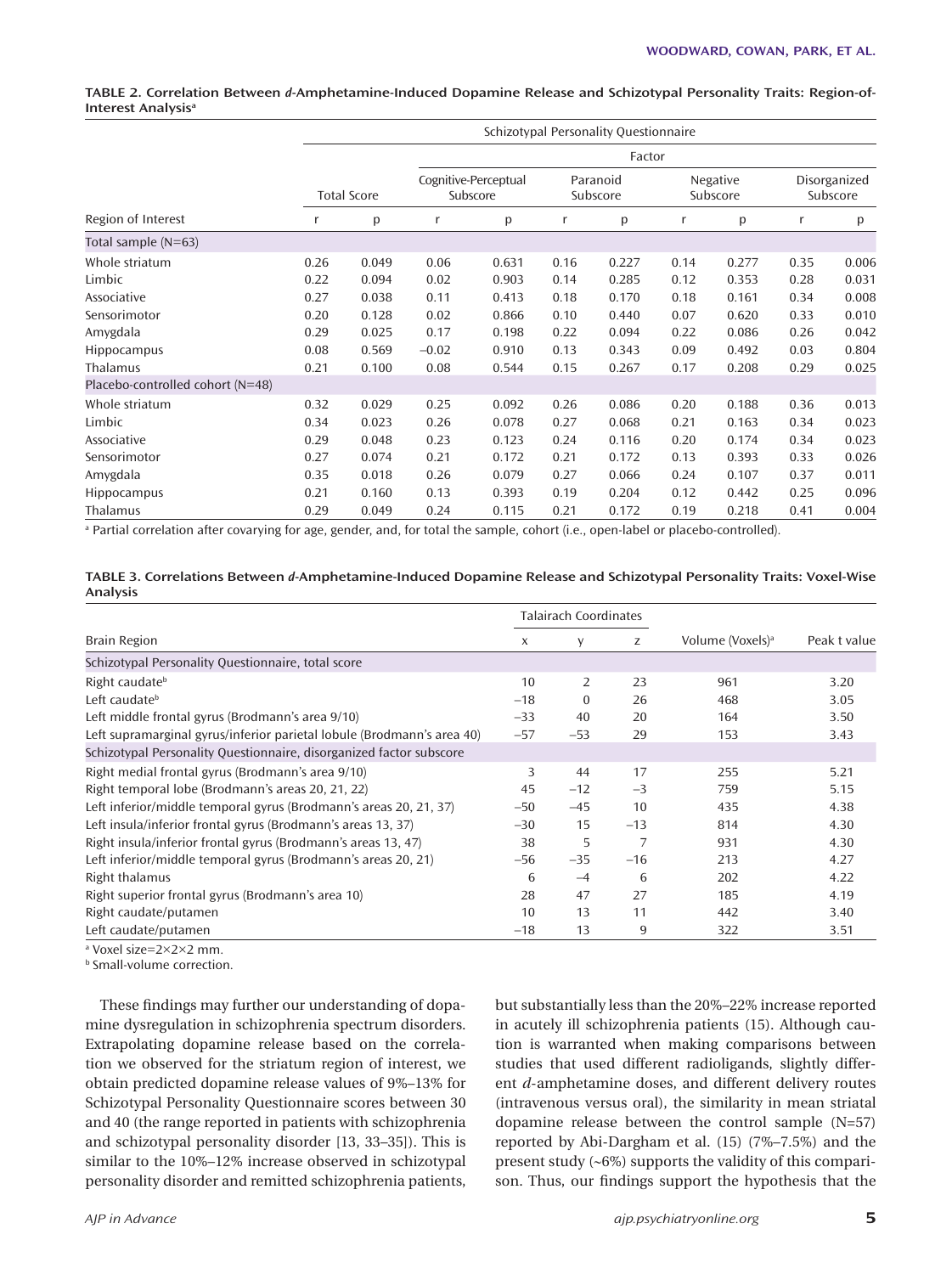**TABLE 2. Correlation Between *d*-Amphetamine-Induced Dopamine Release and Schizotypal Personality Traits: Region-of-Interest Analysis**[a]

| | Schizotypal Personality Questionnaire | | | | | | | | | |
|---|---|---|---|---|---|---|---|---|---|---|
| | | | Factor | | | | | | | |
| | Total Score | | Cognitive-Perceptual Subscore | | Paranoid Subscore | | Negative Subscore | | Disorganized Subscore | |
| Region of Interest | r | p | r | p | r | p | r | p | r | p |
| Total sample (N=63) | | | | | | | | | | |
| Whole striatum | 0.26 | 0.049 | 0.06 | 0.631 | 0.16 | 0.227 | 0.14 | 0.277 | 0.35 | 0.006 |
| Limbic | 0.22 | 0.094 | 0.02 | 0.903 | 0.14 | 0.285 | 0.12 | 0.353 | 0.28 | 0.031 |
| Associative | 0.27 | 0.038 | 0.11 | 0.413 | 0.18 | 0.170 | 0.18 | 0.161 | 0.34 | 0.008 |
| Sensorimotor | 0.20 | 0.128 | 0.02 | 0.866 | 0.10 | 0.440 | 0.07 | 0.620 | 0.33 | 0.010 |
| Amygdala | 0.29 | 0.025 | 0.17 | 0.198 | 0.22 | 0.094 | 0.22 | 0.086 | 0.26 | 0.042 |
| Hippocampus | 0.08 | 0.569 | −0.02 | 0.910 | 0.13 | 0.343 | 0.09 | 0.492 | 0.03 | 0.804 |
| Thalamus | 0.21 | 0.100 | 0.08 | 0.544 | 0.15 | 0.267 | 0.17 | 0.208 | 0.29 | 0.025 |
| Placebo-controlled cohort (N=48) | | | | | | | | | | |
| Whole striatum | 0.32 | 0.029 | 0.25 | 0.092 | 0.26 | 0.086 | 0.20 | 0.188 | 0.36 | 0.013 |
| Limbic | 0.34 | 0.023 | 0.26 | 0.078 | 0.27 | 0.068 | 0.21 | 0.163 | 0.34 | 0.023 |
| Associative | 0.29 | 0.048 | 0.23 | 0.123 | 0.24 | 0.116 | 0.20 | 0.174 | 0.34 | 0.023 |
| Sensorimotor | 0.27 | 0.074 | 0.21 | 0.172 | 0.21 | 0.172 | 0.13 | 0.393 | 0.33 | 0.026 |
| Amygdala | 0.35 | 0.018 | 0.26 | 0.079 | 0.27 | 0.066 | 0.24 | 0.107 | 0.37 | 0.011 |
| Hippocampus | 0.21 | 0.160 | 0.13 | 0.393 | 0.19 | 0.204 | 0.12 | 0.442 | 0.25 | 0.096 |
| Thalamus | 0.29 | 0.049 | 0.24 | 0.115 | 0.21 | 0.172 | 0.19 | 0.218 | 0.41 | 0.004 |

[a] Partial correlation after covarying for age, gender, and, for total the sample, cohort (i.e., open-label or placebo-controlled).

**TABLE 3. Correlations Between *d*-Amphetamine-Induced Dopamine Release and Schizotypal Personality Traits: Voxel-Wise Analysis**

| | Talairach Coordinates | | | | |
|---|---|---|---|---|---|
| Brain Region | x | y | z | Volume (Voxels)[a] | Peak t value |
| Schizotypal Personality Questionnaire, total score | | | | | |
| Right caudate[b] | 10 | 2 | 23 | 961 | 3.20 |
| Left caudate[b] | −18 | 0 | 26 | 468 | 3.05 |
| Left middle frontal gyrus (Brodmann's area 9/10) | −33 | 40 | 20 | 164 | 3.50 |
| Left supramarginal gyrus/inferior parietal lobule (Brodmann's area 40) | −57 | −53 | 29 | 153 | 3.43 |
| Schizotypal Personality Questionnaire, disorganized factor subscore | | | | | |
| Right medial frontal gyrus (Brodmann's area 9/10) | 3 | 44 | 17 | 255 | 5.21 |
| Right temporal lobe (Brodmann's areas 20, 21, 22) | 45 | −12 | −3 | 759 | 5.15 |
| Left inferior/middle temporal gyrus (Brodmann's areas 20, 21, 37) | −50 | −45 | 10 | 435 | 4.38 |
| Left insula/inferior frontal gyrus (Brodmann's areas 13, 37) | −30 | 15 | −13 | 814 | 4.30 |
| Right insula/inferior frontal gyrus (Brodmann's areas 13, 47) | 38 | 5 | 7 | 931 | 4.30 |
| Left inferior/middle temporal gyrus (Brodmann's areas 20, 21) | −56 | −35 | −16 | 213 | 4.27 |
| Right thalamus | 6 | −4 | 6 | 202 | 4.22 |
| Right superior frontal gyrus (Brodmann's area 10) | 28 | 47 | 27 | 185 | 4.19 |
| Right caudate/putamen | 10 | 13 | 11 | 442 | 3.40 |
| Left caudate/putamen | −18 | 13 | 9 | 322 | 3.51 |

[a] Voxel size=2×2×2 mm.
[b] Small-volume correction.

These findings may further our understanding of dopamine dysregulation in schizophrenia spectrum disorders. Extrapolating dopamine release based on the correlation we observed for the striatum region of interest, we obtain predicted dopamine release values of 9%–13% for Schizotypal Personality Questionnaire scores between 30 and 40 (the range reported in patients with schizophrenia and schizotypal personality disorder [13, 33–35]). This is similar to the 10%–12% increase observed in schizotypal personality disorder and remitted schizophrenia patients, but substantially less than the 20%–22% increase reported in acutely ill schizophrenia patients (15). Although caution is warranted when making comparisons between studies that used different radioligands, slightly different *d*-amphetamine doses, and different delivery routes (intravenous versus oral), the similarity in mean striatal dopamine release between the control sample (N=57) reported by Abi-Dargham et al. (15) (7%–7.5%) and the present study (~6%) supports the validity of this comparison. Thus, our findings support the hypothesis that the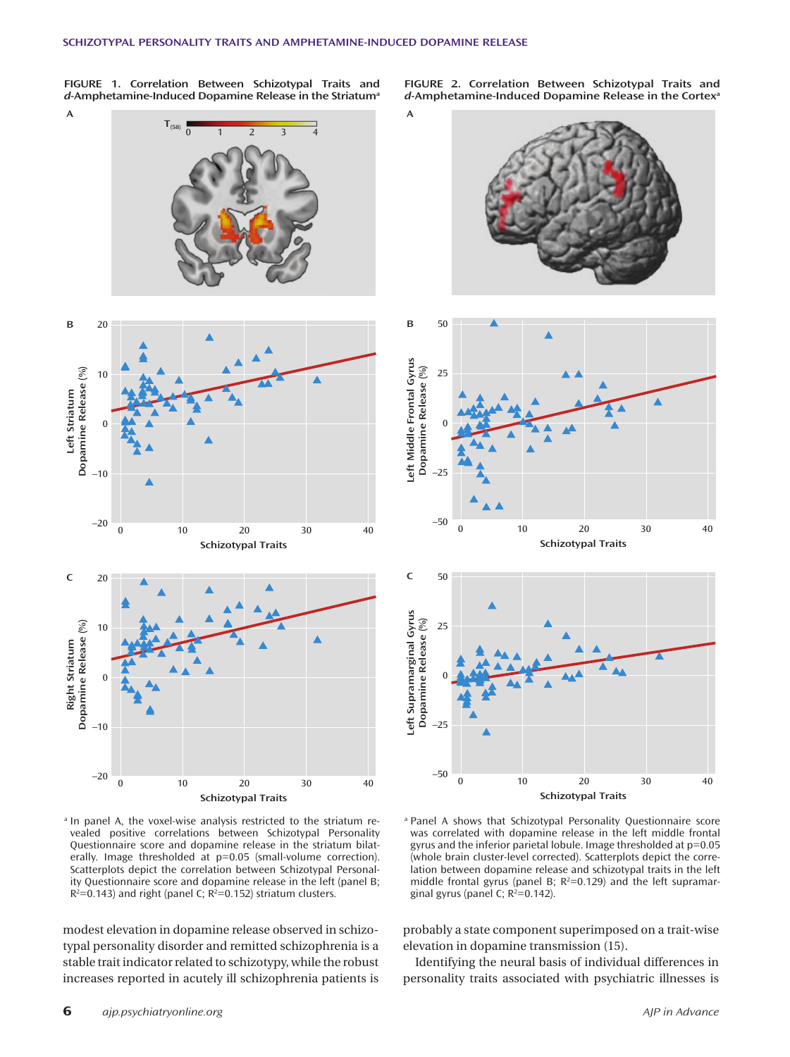FIGURE 1. Correlation Between Schizotypal Traits and *d*-Amphetamine-Induced Dopamine Release in the Striatum[a]

[a] In panel A, the voxel-wise analysis restricted to the striatum revealed positive correlations between Schizotypal Personality Questionnaire score and dopamine release in the striatum bilaterally. Image thresholded at p=0.05 (small-volume correction). Scatterplots depict the correlation between Schizotypal Personality Questionnaire score and dopamine release in the left (panel B; $R^2$=0.143) and right (panel C; $R^2$=0.152) striatum clusters.

FIGURE 2. Correlation Between Schizotypal Traits and *d*-Amphetamine-Induced Dopamine Release in the Cortex[a]

[a] Panel A shows that Schizotypal Personality Questionnaire score was correlated with dopamine release in the left middle frontal gyrus and the inferior parietal lobule. Image thresholded at p=0.05 (whole brain cluster-level corrected). Scatterplots depict the correlation between dopamine release and schizotypal traits in the left middle frontal gyrus (panel B; $R^2$=0.129) and the left supramarginal gyrus (panel C; $R^2$=0.142).

modest elevation in dopamine release observed in schizotypal personality disorder and remitted schizophrenia is a stable trait indicator related to schizotypy, while the robust increases reported in acutely ill schizophrenia patients is probably a state component superimposed on a trait-wise elevation in dopamine transmission (15).

Identifying the neural basis of individual differences in personality traits associated with psychiatric illnesses is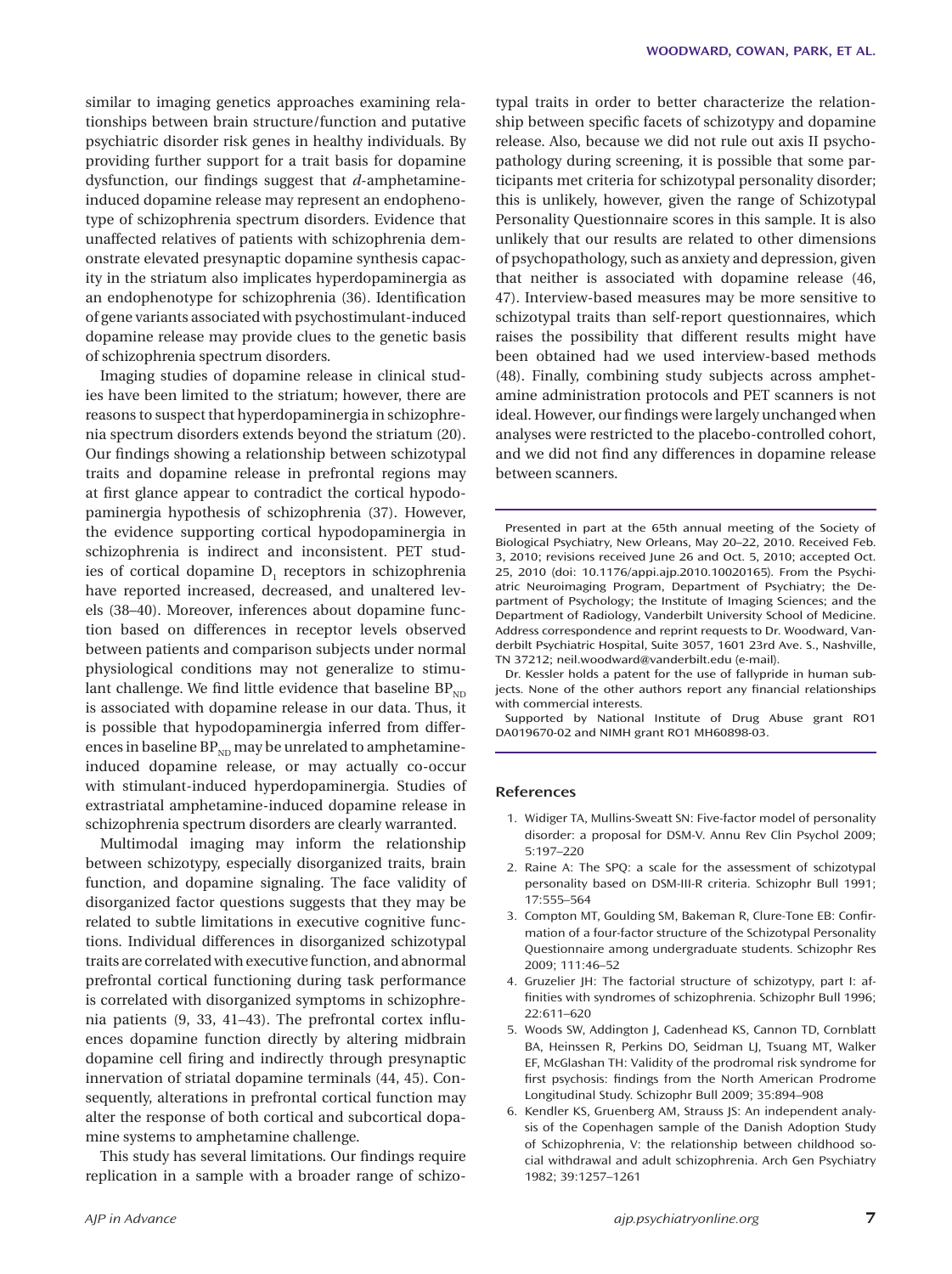similar to imaging genetics approaches examining relationships between brain structure/function and putative psychiatric disorder risk genes in healthy individuals. By providing further support for a trait basis for dopamine dysfunction, our findings suggest that *d*-amphetamine-induced dopamine release may represent an endophenotype of schizophrenia spectrum disorders. Evidence that unaffected relatives of patients with schizophrenia demonstrate elevated presynaptic dopamine synthesis capacity in the striatum also implicates hyperdopaminergia as an endophenotype for schizophrenia (36). Identification of gene variants associated with psychostimulant-induced dopamine release may provide clues to the genetic basis of schizophrenia spectrum disorders.

Imaging studies of dopamine release in clinical studies have been limited to the striatum; however, there are reasons to suspect that hyperdopaminergia in schizophrenia spectrum disorders extends beyond the striatum (20). Our findings showing a relationship between schizotypal traits and dopamine release in prefrontal regions may at first glance appear to contradict the cortical hypodopaminergia hypothesis of schizophrenia (37). However, the evidence supporting cortical hypodopaminergia in schizophrenia is indirect and inconsistent. PET studies of cortical dopamine $D_1$ receptors in schizophrenia have reported increased, decreased, and unaltered levels (38–40). Moreover, inferences about dopamine function based on differences in receptor levels observed between patients and comparison subjects under normal physiological conditions may not generalize to stimulant challenge. We find little evidence that baseline $BP_{ND}$ is associated with dopamine release in our data. Thus, it is possible that hypodopaminergia inferred from differences in baseline $BP_{ND}$ may be unrelated to amphetamine-induced dopamine release, or may actually co-occur with stimulant-induced hyperdopaminergia. Studies of extrastriatal amphetamine-induced dopamine release in schizophrenia spectrum disorders are clearly warranted.

Multimodal imaging may inform the relationship between schizotypy, especially disorganized traits, brain function, and dopamine signaling. The face validity of disorganized factor questions suggests that they may be related to subtle limitations in executive cognitive functions. Individual differences in disorganized schizotypal traits are correlated with executive function, and abnormal prefrontal cortical functioning during task performance is correlated with disorganized symptoms in schizophrenia patients (9, 33, 41–43). The prefrontal cortex influences dopamine function directly by altering midbrain dopamine cell firing and indirectly through presynaptic innervation of striatal dopamine terminals (44, 45). Consequently, alterations in prefrontal cortical function may alter the response of both cortical and subcortical dopamine systems to amphetamine challenge.

This study has several limitations. Our findings require replication in a sample with a broader range of schizotypal traits in order to better characterize the relationship between specific facets of schizotypy and dopamine release. Also, because we did not rule out axis II psychopathology during screening, it is possible that some participants met criteria for schizotypal personality disorder; this is unlikely, however, given the range of Schizotypal Personality Questionnaire scores in this sample. It is also unlikely that our results are related to other dimensions of psychopathology, such as anxiety and depression, given that neither is associated with dopamine release (46, 47). Interview-based measures may be more sensitive to schizotypal traits than self-report questionnaires, which raises the possibility that different results might have been obtained had we used interview-based methods (48). Finally, combining study subjects across amphetamine administration protocols and PET scanners is not ideal. However, our findings were largely unchanged when analyses were restricted to the placebo-controlled cohort, and we did not find any differences in dopamine release between scanners.

---

Presented in part at the 65th annual meeting of the Society of Biological Psychiatry, New Orleans, May 20–22, 2010. Received Feb. 3, 2010; revisions received June 26 and Oct. 5, 2010; accepted Oct. 25, 2010 (doi: 10.1176/appi.ajp.2010.10020165). From the Psychiatric Neuroimaging Program, Department of Psychiatry; the Department of Psychology; the Institute of Imaging Sciences; and the Department of Radiology, Vanderbilt University School of Medicine. Address correspondence and reprint requests to Dr. Woodward, Vanderbilt Psychiatric Hospital, Suite 3057, 1601 23rd Ave. S., Nashville, TN 37212; neil.woodward@vanderbilt.edu (e-mail).

Dr. Kessler holds a patent for the use of fallypride in human subjects. None of the other authors report any financial relationships with commercial interests.

Supported by National Institute of Drug Abuse grant RO1 DA019670-02 and NIMH grant RO1 MH60898-03.

---

## References

1. Widiger TA, Mullins-Sweatt SN: Five-factor model of personality disorder: a proposal for DSM-V. Annu Rev Clin Psychol 2009; 5:197–220
2. Raine A: The SPQ: a scale for the assessment of schizotypal personality based on DSM-III-R criteria. Schizophr Bull 1991; 17:555–564
3. Compton MT, Goulding SM, Bakeman R, Clure-Tone EB: Confirmation of a four-factor structure of the Schizotypal Personality Questionnaire among undergraduate students. Schizophr Res 2009; 111:46–52
4. Gruzelier JH: The factorial structure of schizotypy, part I: affinities with syndromes of schizophrenia. Schizophr Bull 1996; 22:611–620
5. Woods SW, Addington J, Cadenhead KS, Cannon TD, Cornblatt BA, Heinssen R, Perkins DO, Seidman LJ, Tsuang MT, Walker EF, McGlashan TH: Validity of the prodromal risk syndrome for first psychosis: findings from the North American Prodrome Longitudinal Study. Schizophr Bull 2009; 35:894–908
6. Kendler KS, Gruenberg AM, Strauss JS: An independent analysis of the Copenhagen sample of the Danish Adoption Study of Schizophrenia, V: the relationship between childhood social withdrawal and adult schizophrenia. Arch Gen Psychiatry 1982; 39:1257–1261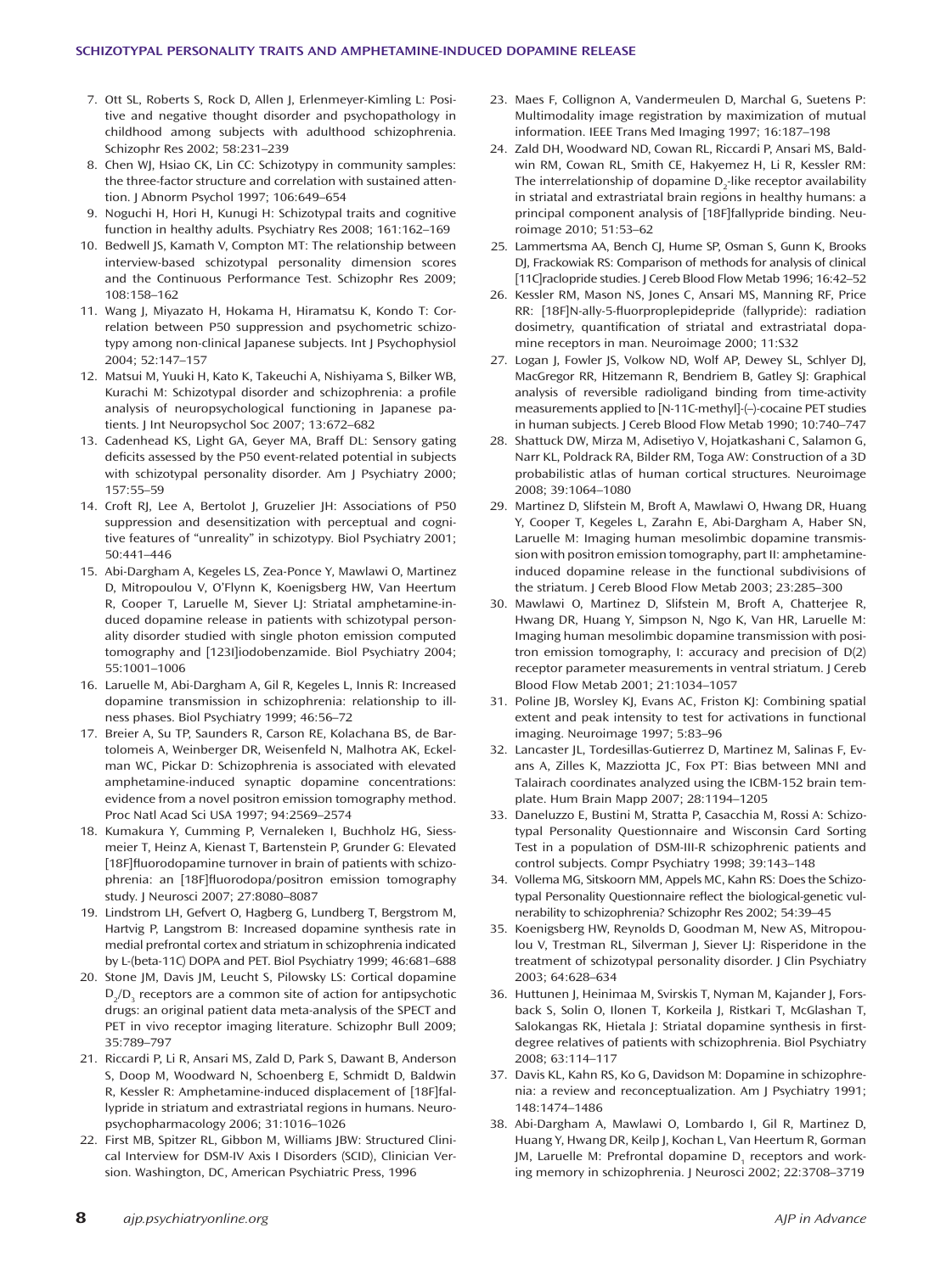7. Ott SL, Roberts S, Rock D, Allen J, Erlenmeyer-Kimling L: Positive and negative thought disorder and psychopathology in childhood among subjects with adulthood schizophrenia. Schizophr Res 2002; 58:231–239
8. Chen WJ, Hsiao CK, Lin CC: Schizotypy in community samples: the three-factor structure and correlation with sustained attention. J Abnorm Psychol 1997; 106:649–654
9. Noguchi H, Hori H, Kunugi H: Schizotypal traits and cognitive function in healthy adults. Psychiatry Res 2008; 161:162–169
10. Bedwell JS, Kamath V, Compton MT: The relationship between interview-based schizotypal personality dimension scores and the Continuous Performance Test. Schizophr Res 2009; 108:158–162
11. Wang J, Miyazato H, Hokama H, Hiramatsu K, Kondo T: Correlation between P50 suppression and psychometric schizotypy among non-clinical Japanese subjects. Int J Psychophysiol 2004; 52:147–157
12. Matsui M, Yuuki H, Kato K, Takeuchi A, Nishiyama S, Bilker WB, Kurachi M: Schizotypal disorder and schizophrenia: a profile analysis of neuropsychological functioning in Japanese patients. J Int Neuropsychol Soc 2007; 13:672–682
13. Cadenhead KS, Light GA, Geyer MA, Braff DL: Sensory gating deficits assessed by the P50 event-related potential in subjects with schizotypal personality disorder. Am J Psychiatry 2000; 157:55–59
14. Croft RJ, Lee A, Bertolot J, Gruzelier JH: Associations of P50 suppression and desensitization with perceptual and cognitive features of "unreality" in schizotypy. Biol Psychiatry 2001; 50:441–446
15. Abi-Dargham A, Kegeles LS, Zea-Ponce Y, Mawlawi O, Martinez D, Mitropoulou V, O'Flynn K, Koenigsberg HW, Van Heertum R, Cooper T, Laruelle M, Siever LJ: Striatal amphetamine-induced dopamine release in patients with schizotypal personality disorder studied with single photon emission computed tomography and [123I]iodobenzamide. Biol Psychiatry 2004; 55:1001–1006
16. Laruelle M, Abi-Dargham A, Gil R, Kegeles L, Innis R: Increased dopamine transmission in schizophrenia: relationship to illness phases. Biol Psychiatry 1999; 46:56–72
17. Breier A, Su TP, Saunders R, Carson RE, Kolachana BS, de Bartolomeis A, Weinberger DR, Weisenfeld N, Malhotra AK, Eckelman WC, Pickar D: Schizophrenia is associated with elevated amphetamine-induced synaptic dopamine concentrations: evidence from a novel positron emission tomography method. Proc Natl Acad Sci USA 1997; 94:2569–2574
18. Kumakura Y, Cumming P, Vernaleken I, Buchholz HG, Siessmeier T, Heinz A, Kienast T, Bartenstein P, Grunder G: Elevated [18F]fluorodopamine turnover in brain of patients with schizophrenia: an [18F]fluorodopa/positron emission tomography study. J Neurosci 2007; 27:8080–8087
19. Lindstrom LH, Gefvert O, Hagberg G, Lundberg T, Bergstrom M, Hartvig P, Langstrom B: Increased dopamine synthesis rate in medial prefrontal cortex and striatum in schizophrenia indicated by L-(beta-11C) DOPA and PET. Biol Psychiatry 1999; 46:681–688
20. Stone JM, Davis JM, Leucht S, Pilowsky LS: Cortical dopamine $D_2/D_3$ receptors are a common site of action for antipsychotic drugs: an original patient data meta-analysis of the SPECT and PET in vivo receptor imaging literature. Schizophr Bull 2009; 35:789–797
21. Riccardi P, Li R, Ansari MS, Zald D, Park S, Dawant B, Anderson S, Doop M, Woodward N, Schoenberg E, Schmidt D, Baldwin R, Kessler R: Amphetamine-induced displacement of [18F]fallypride in striatum and extrastriatal regions in humans. Neuropsychopharmacology 2006; 31:1016–1026
22. First MB, Spitzer RL, Gibbon M, Williams JBW: Structured Clinical Interview for DSM-IV Axis I Disorders (SCID), Clinician Version. Washington, DC, American Psychiatric Press, 1996
23. Maes F, Collignon A, Vandermeulen D, Marchal G, Suetens P: Multimodality image registration by maximization of mutual information. IEEE Trans Med Imaging 1997; 16:187–198
24. Zald DH, Woodward ND, Cowan RL, Riccardi P, Ansari MS, Baldwin RM, Cowan RL, Smith CE, Hakyemez H, Li R, Kessler RM: The interrelationship of dopamine $D_2$-like receptor availability in striatal and extrastriatal brain regions in healthy humans: a principal component analysis of [18F]fallypride binding. Neuroimage 2010; 51:53–62
25. Lammertsma AA, Bench CJ, Hume SP, Osman S, Gunn K, Brooks DJ, Frackowiak RS: Comparison of methods for analysis of clinical [11C]raclopride studies. J Cereb Blood Flow Metab 1996; 16:42–52
26. Kessler RM, Mason NS, Jones C, Ansari MS, Manning RF, Price RR: [18F]N-ally-5-fluorproplepidepride (fallypride): radiation dosimetry, quantification of striatal and extrastriatal dopamine receptors in man. Neuroimage 2000; 11:S32
27. Logan J, Fowler JS, Volkow ND, Wolf AP, Dewey SL, Schlyer DJ, MacGregor RR, Hitzemann R, Bendriem B, Gatley SJ: Graphical analysis of reversible radioligand binding from time-activity measurements applied to [N-11C-methyl]-(–)-cocaine PET studies in human subjects. J Cereb Blood Flow Metab 1990; 10:740–747
28. Shattuck DW, Mirza M, Adisetiyo V, Hojatkashani C, Salamon G, Narr KL, Poldrack RA, Bilder RM, Toga AW: Construction of a 3D probabilistic atlas of human cortical structures. Neuroimage 2008; 39:1064–1080
29. Martinez D, Slifstein M, Broft A, Mawlawi O, Hwang DR, Huang Y, Cooper T, Kegeles L, Zarahn E, Abi-Dargham A, Haber SN, Laruelle M: Imaging human mesolimbic dopamine transmission with positron emission tomography, part II: amphetamine-induced dopamine release in the functional subdivisions of the striatum. J Cereb Blood Flow Metab 2003; 23:285–300
30. Mawlawi O, Martinez D, Slifstein M, Broft A, Chatterjee R, Hwang DR, Huang Y, Simpson N, Ngo K, Van HR, Laruelle M: Imaging human mesolimbic dopamine transmission with positron emission tomography, I: accuracy and precision of D(2) receptor parameter measurements in ventral striatum. J Cereb Blood Flow Metab 2001; 21:1034–1057
31. Poline JB, Worsley KJ, Evans AC, Friston KJ: Combining spatial extent and peak intensity to test for activations in functional imaging. Neuroimage 1997; 5:83–96
32. Lancaster JL, Tordesillas-Gutierrez D, Martinez M, Salinas F, Evans A, Zilles K, Mazziotta JC, Fox PT: Bias between MNI and Talairach coordinates analyzed using the ICBM-152 brain template. Hum Brain Mapp 2007; 28:1194–1205
33. Daneluzzo E, Bustini M, Stratta P, Casacchia M, Rossi A: Schizotypal Personality Questionnaire and Wisconsin Card Sorting Test in a population of DSM-III-R schizophrenic patients and control subjects. Compr Psychiatry 1998; 39:143–148
34. Vollema MG, Sitskoorn MM, Appels MC, Kahn RS: Does the Schizotypal Personality Questionnaire reflect the biological-genetic vulnerability to schizophrenia? Schizophr Res 2002; 54:39–45
35. Koenigsberg HW, Reynolds D, Goodman M, New AS, Mitropoulou V, Trestman RL, Silverman J, Siever LJ: Risperidone in the treatment of schizotypal personality disorder. J Clin Psychiatry 2003; 64:628–634
36. Huttunen J, Heinimaa M, Svirskis T, Nyman M, Kajander J, Forsback S, Solin O, Ilonen T, Korkeila J, Ristkari T, McGlashan T, Salokangas RK, Hietala J: Striatal dopamine synthesis in first-degree relatives of patients with schizophrenia. Biol Psychiatry 2008; 63:114–117
37. Davis KL, Kahn RS, Ko G, Davidson M: Dopamine in schizophrenia: a review and reconceptualization. Am J Psychiatry 1991; 148:1474–1486
38. Abi-Dargham A, Mawlawi O, Lombardo I, Gil R, Martinez D, Huang Y, Hwang DR, Keilp J, Kochan L, Van Heertum R, Gorman JM, Laruelle M: Prefrontal dopamine $D_1$ receptors and working memory in schizophrenia. J Neurosci 2002; 22:3708–3719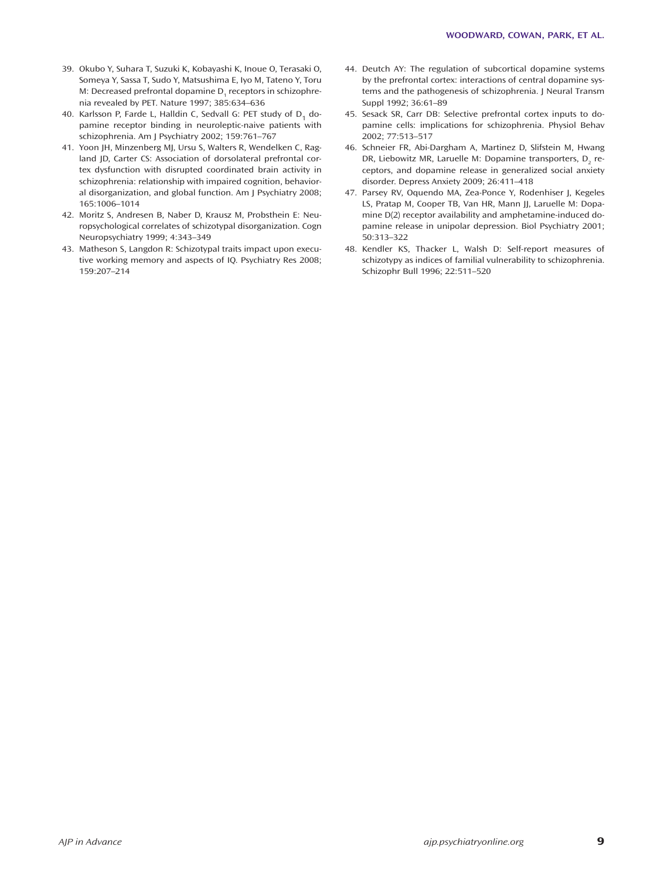39. Okubo Y, Suhara T, Suzuki K, Kobayashi K, Inoue O, Terasaki O, Someya Y, Sassa T, Sudo Y, Matsushima E, Iyo M, Tateno Y, Toru M: Decreased prefrontal dopamine $D_1$ receptors in schizophrenia revealed by PET. Nature 1997; 385:634–636
40. Karlsson P, Farde L, Halldin C, Sedvall G: PET study of $D_1$ dopamine receptor binding in neuroleptic-naive patients with schizophrenia. Am J Psychiatry 2002; 159:761–767
41. Yoon JH, Minzenberg MJ, Ursu S, Walters R, Wendelken C, Ragland JD, Carter CS: Association of dorsolateral prefrontal cortex dysfunction with disrupted coordinated brain activity in schizophrenia: relationship with impaired cognition, behavioral disorganization, and global function. Am J Psychiatry 2008; 165:1006–1014
42. Moritz S, Andresen B, Naber D, Krausz M, Probsthein E: Neuropsychological correlates of schizotypal disorganization. Cogn Neuropsychiatry 1999; 4:343–349
43. Matheson S, Langdon R: Schizotypal traits impact upon executive working memory and aspects of IQ. Psychiatry Res 2008; 159:207–214
44. Deutch AY: The regulation of subcortical dopamine systems by the prefrontal cortex: interactions of central dopamine systems and the pathogenesis of schizophrenia. J Neural Transm Suppl 1992; 36:61–89
45. Sesack SR, Carr DB: Selective prefrontal cortex inputs to dopamine cells: implications for schizophrenia. Physiol Behav 2002; 77:513–517
46. Schneier FR, Abi-Dargham A, Martinez D, Slifstein M, Hwang DR, Liebowitz MR, Laruelle M: Dopamine transporters, $D_2$ receptors, and dopamine release in generalized social anxiety disorder. Depress Anxiety 2009; 26:411–418
47. Parsey RV, Oquendo MA, Zea-Ponce Y, Rodenhiser J, Kegeles LS, Pratap M, Cooper TB, Van HR, Mann JJ, Laruelle M: Dopamine D(2) receptor availability and amphetamine-induced dopamine release in unipolar depression. Biol Psychiatry 2001; 50:313–322
48. Kendler KS, Thacker L, Walsh D: Self-report measures of schizotypy as indices of familial vulnerability to schizophrenia. Schizophr Bull 1996; 22:511–520